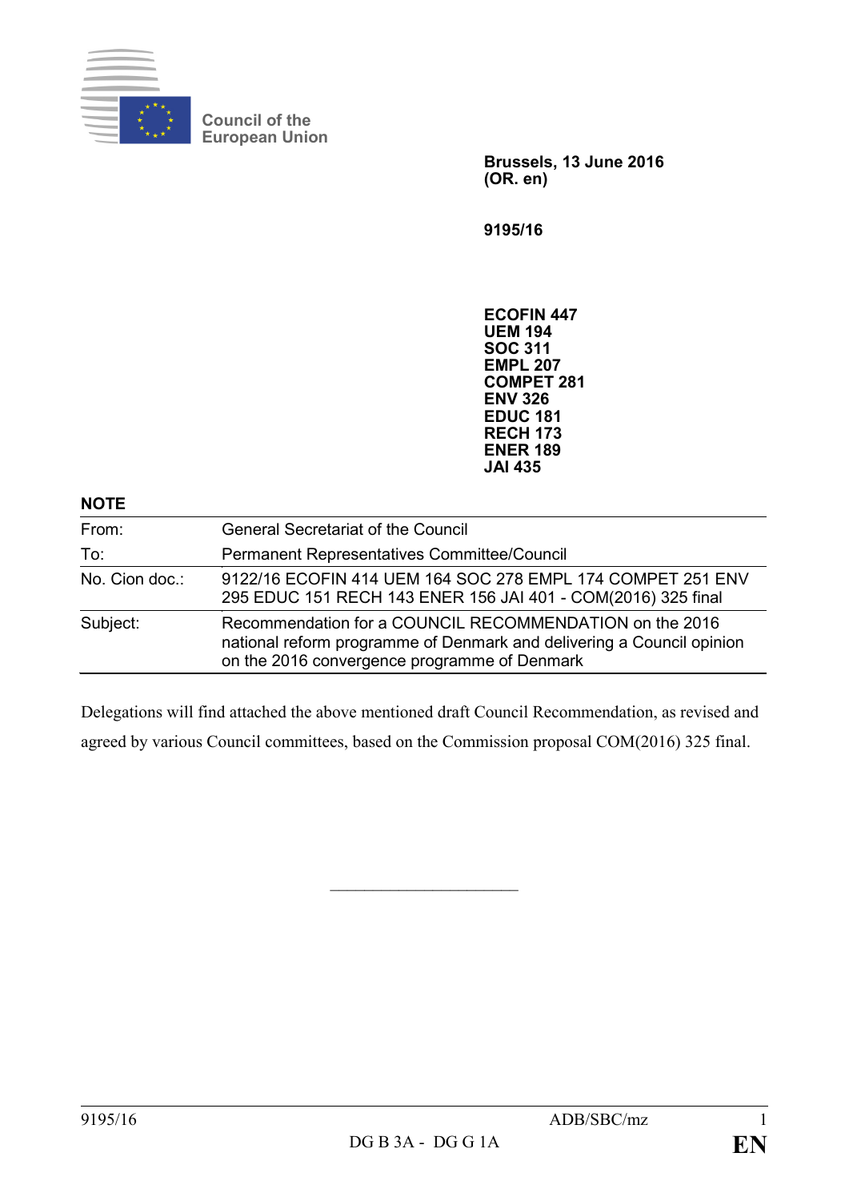Council of the European Union

**Brussels, 13 June 2016**
**(OR. en)**

**9195/16**

**ECOFIN 447**
**UEM 194**
**SOC 311**
**EMPL 207**
**COMPET 281**
**ENV 326**
**EDUC 181**
**RECH 173**
**ENER 189**
**JAI 435**

**NOTE**

| | |
|---|---|
| From: | General Secretariat of the Council |
| To: | Permanent Representatives Committee/Council |
| No. Cion doc.: | 9122/16 ECOFIN 414 UEM 164 SOC 278 EMPL 174 COMPET 251 ENV 295 EDUC 151 RECH 143 ENER 156 JAI 401 - COM(2016) 325 final |
| Subject: | Recommendation for a COUNCIL RECOMMENDATION on the 2016 national reform programme of Denmark and delivering a Council opinion on the 2016 convergence programme of Denmark |

Delegations will find attached the above mentioned draft Council Recommendation, as revised and agreed by various Council committees, based on the Commission proposal COM(2016) 325 final.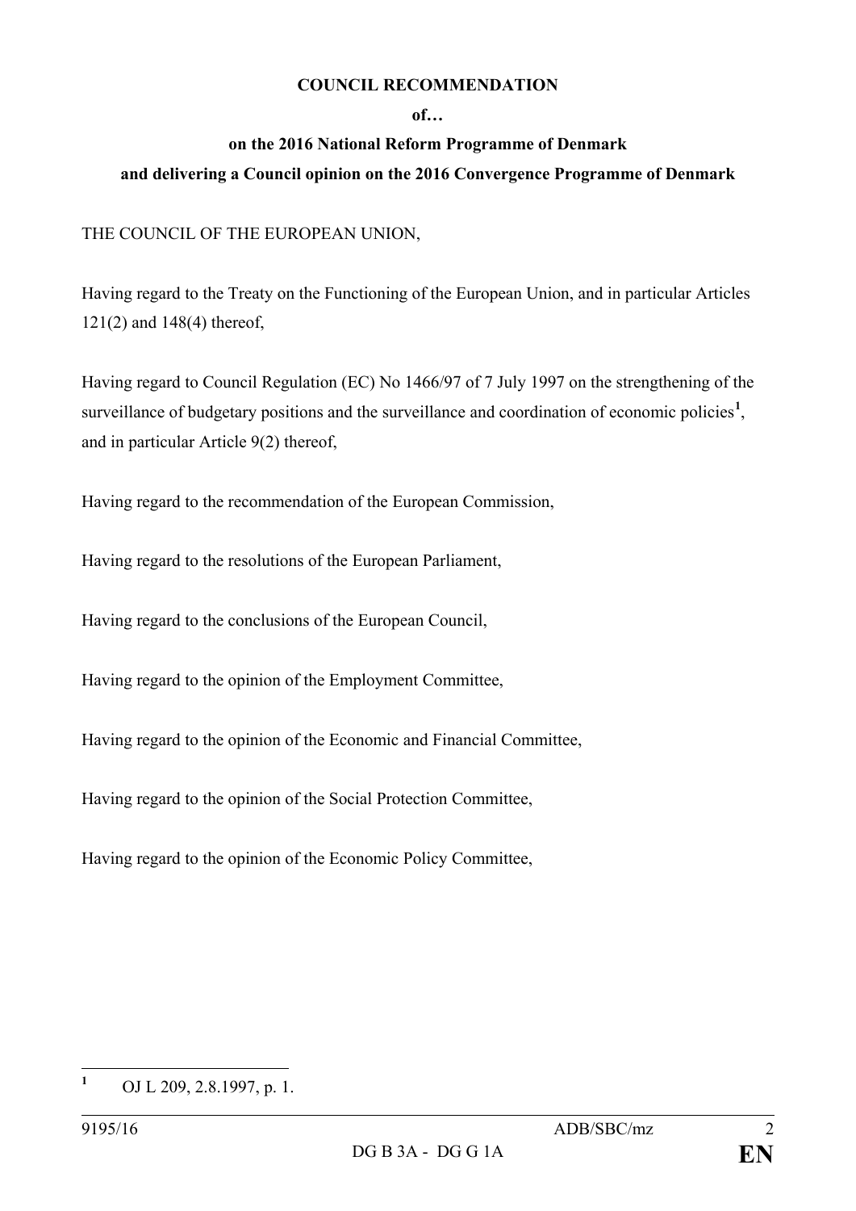**COUNCIL RECOMMENDATION**

**of…**

**on the 2016 National Reform Programme of Denmark**

**and delivering a Council opinion on the 2016 Convergence Programme of Denmark**

THE COUNCIL OF THE EUROPEAN UNION,

Having regard to the Treaty on the Functioning of the European Union, and in particular Articles 121(2) and 148(4) thereof,

Having regard to Council Regulation (EC) No 1466/97 of 7 July 1997 on the strengthening of the surveillance of budgetary positions and the surveillance and coordination of economic policies[1], and in particular Article 9(2) thereof,

Having regard to the recommendation of the European Commission,

Having regard to the resolutions of the European Parliament,

Having regard to the conclusions of the European Council,

Having regard to the opinion of the Employment Committee,

Having regard to the opinion of the Economic and Financial Committee,

Having regard to the opinion of the Social Protection Committee,

Having regard to the opinion of the Economic Policy Committee,

---

[1] OJ L 209, 2.8.1997, p. 1.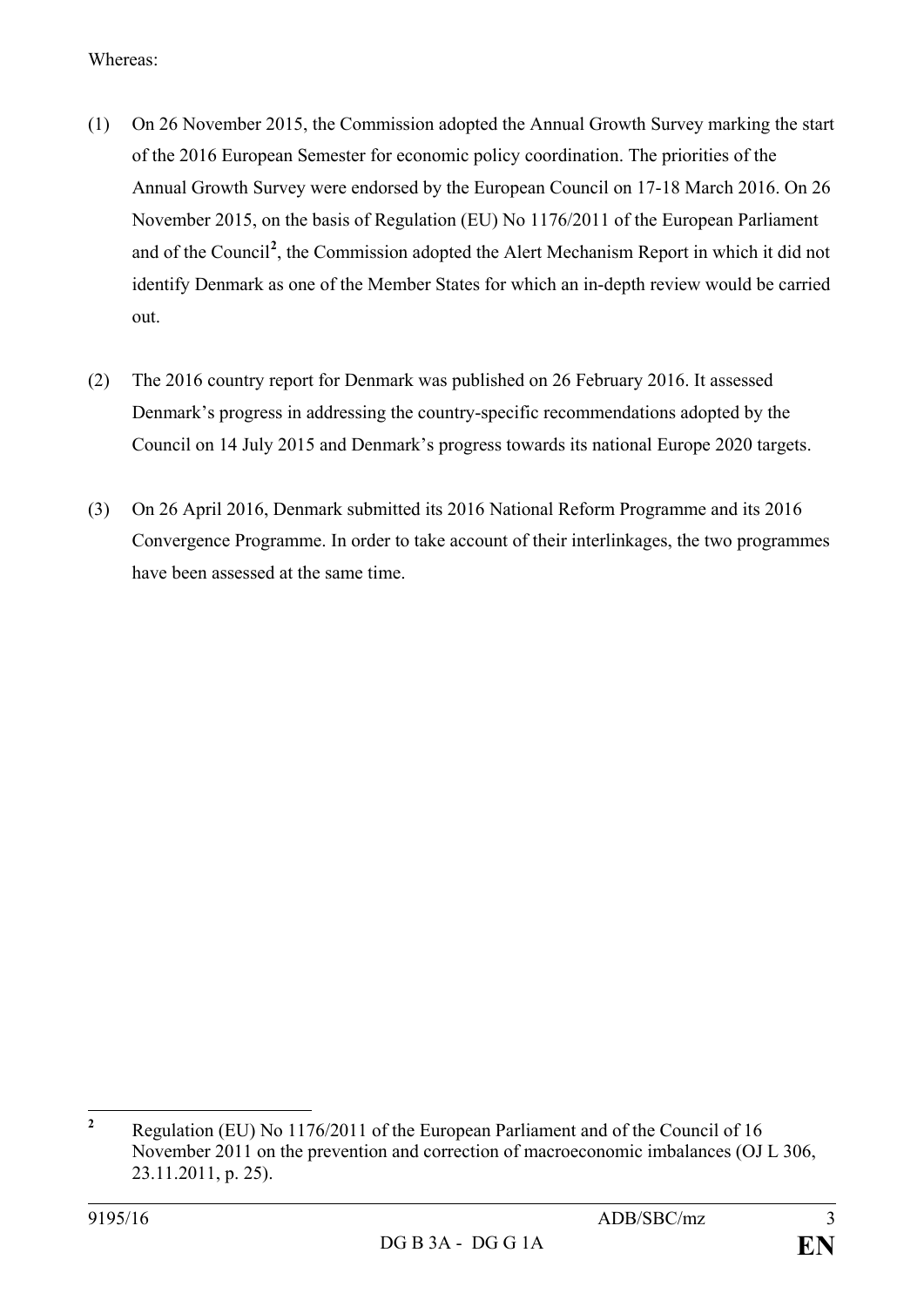Whereas:

(1) On 26 November 2015, the Commission adopted the Annual Growth Survey marking the start of the 2016 European Semester for economic policy coordination. The priorities of the Annual Growth Survey were endorsed by the European Council on 17-18 March 2016. On 26 November 2015, on the basis of Regulation (EU) No 1176/2011 of the European Parliament and of the Council[2], the Commission adopted the Alert Mechanism Report in which it did not identify Denmark as one of the Member States for which an in-depth review would be carried out.

(2) The 2016 country report for Denmark was published on 26 February 2016. It assessed Denmark's progress in addressing the country-specific recommendations adopted by the Council on 14 July 2015 and Denmark's progress towards its national Europe 2020 targets.

(3) On 26 April 2016, Denmark submitted its 2016 National Reform Programme and its 2016 Convergence Programme. In order to take account of their interlinkages, the two programmes have been assessed at the same time.

---

[2] Regulation (EU) No 1176/2011 of the European Parliament and of the Council of 16 November 2011 on the prevention and correction of macroeconomic imbalances (OJ L 306, 23.11.2011, p. 25).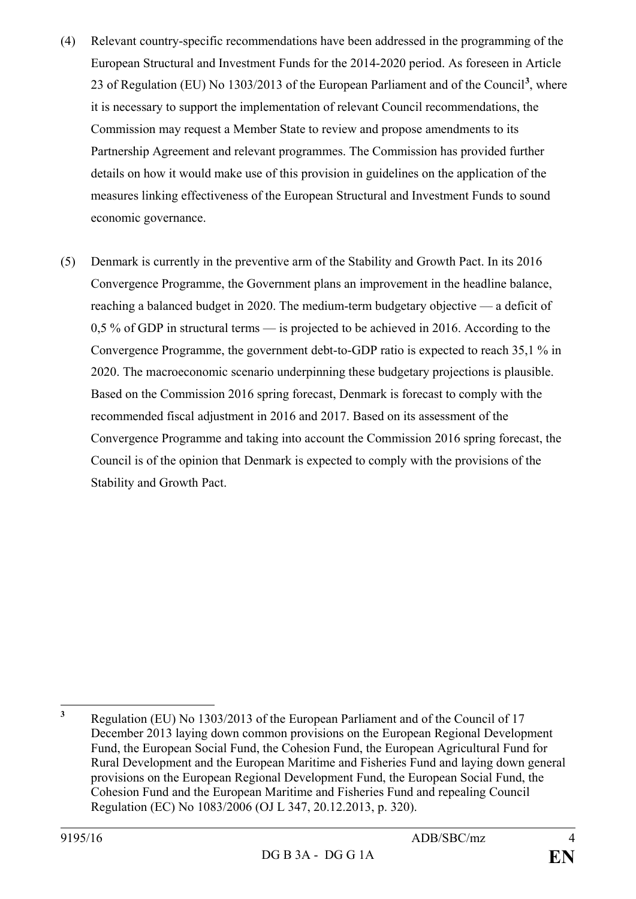(4) Relevant country-specific recommendations have been addressed in the programming of the European Structural and Investment Funds for the 2014-2020 period. As foreseen in Article 23 of Regulation (EU) No 1303/2013 of the European Parliament and of the Council[3], where it is necessary to support the implementation of relevant Council recommendations, the Commission may request a Member State to review and propose amendments to its Partnership Agreement and relevant programmes. The Commission has provided further details on how it would make use of this provision in guidelines on the application of the measures linking effectiveness of the European Structural and Investment Funds to sound economic governance.

(5) Denmark is currently in the preventive arm of the Stability and Growth Pact. In its 2016 Convergence Programme, the Government plans an improvement in the headline balance, reaching a balanced budget in 2020. The medium-term budgetary objective — a deficit of 0,5 % of GDP in structural terms — is projected to be achieved in 2016. According to the Convergence Programme, the government debt-to-GDP ratio is expected to reach 35,1 % in 2020. The macroeconomic scenario underpinning these budgetary projections is plausible. Based on the Commission 2016 spring forecast, Denmark is forecast to comply with the recommended fiscal adjustment in 2016 and 2017. Based on its assessment of the Convergence Programme and taking into account the Commission 2016 spring forecast, the Council is of the opinion that Denmark is expected to comply with the provisions of the Stability and Growth Pact.

---

[3] Regulation (EU) No 1303/2013 of the European Parliament and of the Council of 17 December 2013 laying down common provisions on the European Regional Development Fund, the European Social Fund, the Cohesion Fund, the European Agricultural Fund for Rural Development and the European Maritime and Fisheries Fund and laying down general provisions on the European Regional Development Fund, the European Social Fund, the Cohesion Fund and the European Maritime and Fisheries Fund and repealing Council Regulation (EC) No 1083/2006 (OJ L 347, 20.12.2013, p. 320).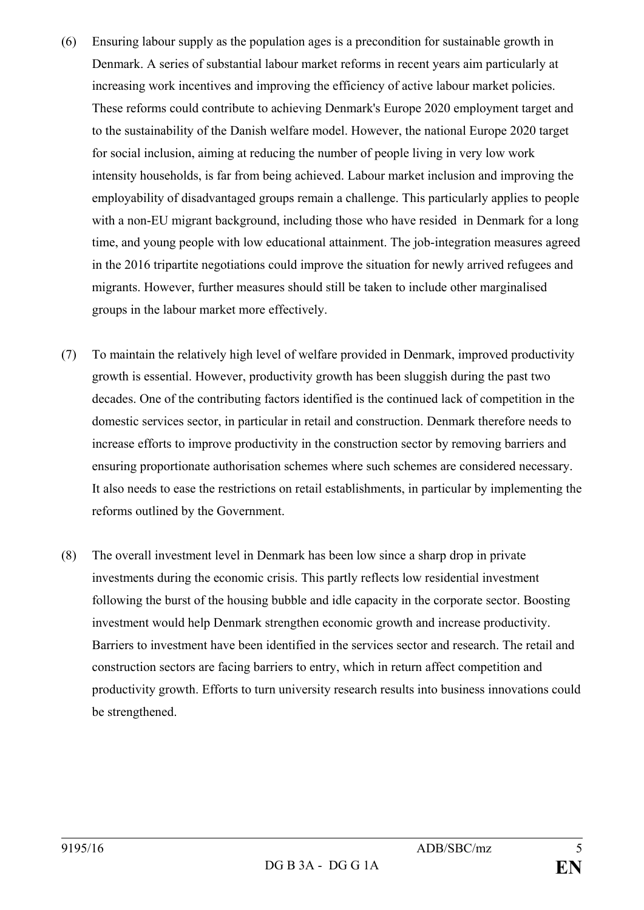(6) Ensuring labour supply as the population ages is a precondition for sustainable growth in Denmark. A series of substantial labour market reforms in recent years aim particularly at increasing work incentives and improving the efficiency of active labour market policies. These reforms could contribute to achieving Denmark's Europe 2020 employment target and to the sustainability of the Danish welfare model. However, the national Europe 2020 target for social inclusion, aiming at reducing the number of people living in very low work intensity households, is far from being achieved. Labour market inclusion and improving the employability of disadvantaged groups remain a challenge. This particularly applies to people with a non-EU migrant background, including those who have resided in Denmark for a long time, and young people with low educational attainment. The job-integration measures agreed in the 2016 tripartite negotiations could improve the situation for newly arrived refugees and migrants. However, further measures should still be taken to include other marginalised groups in the labour market more effectively.

(7) To maintain the relatively high level of welfare provided in Denmark, improved productivity growth is essential. However, productivity growth has been sluggish during the past two decades. One of the contributing factors identified is the continued lack of competition in the domestic services sector, in particular in retail and construction. Denmark therefore needs to increase efforts to improve productivity in the construction sector by removing barriers and ensuring proportionate authorisation schemes where such schemes are considered necessary. It also needs to ease the restrictions on retail establishments, in particular by implementing the reforms outlined by the Government.

(8) The overall investment level in Denmark has been low since a sharp drop in private investments during the economic crisis. This partly reflects low residential investment following the burst of the housing bubble and idle capacity in the corporate sector. Boosting investment would help Denmark strengthen economic growth and increase productivity. Barriers to investment have been identified in the services sector and research. The retail and construction sectors are facing barriers to entry, which in return affect competition and productivity growth. Efforts to turn university research results into business innovations could be strengthened.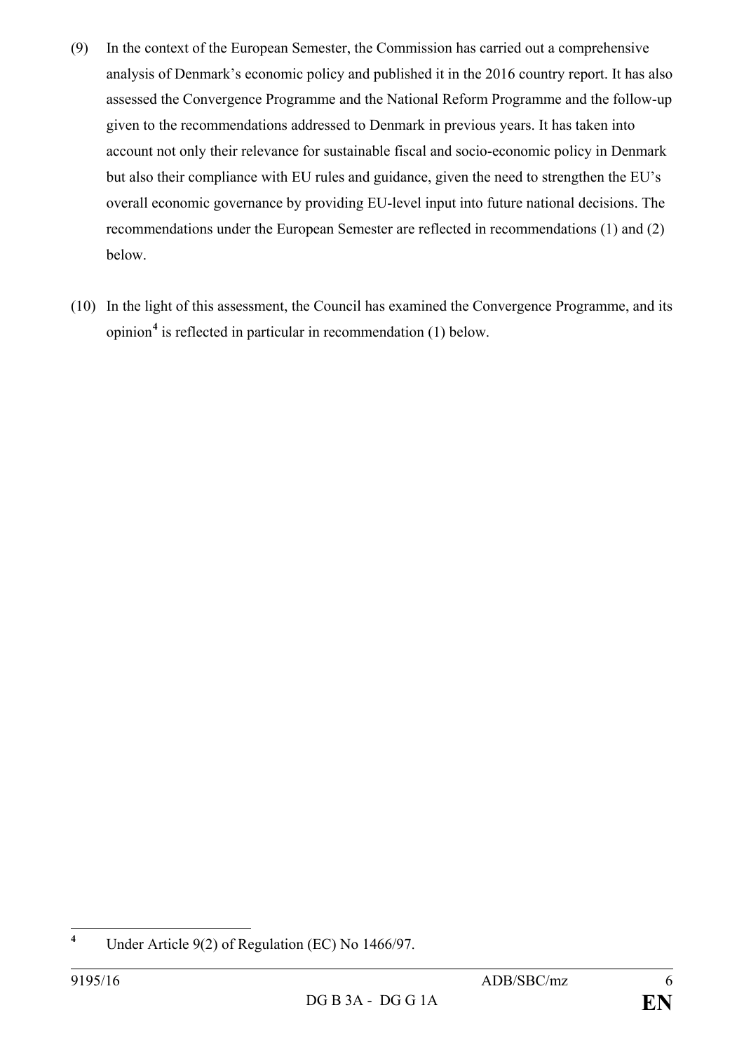(9) In the context of the European Semester, the Commission has carried out a comprehensive analysis of Denmark's economic policy and published it in the 2016 country report. It has also assessed the Convergence Programme and the National Reform Programme and the follow-up given to the recommendations addressed to Denmark in previous years. It has taken into account not only their relevance for sustainable fiscal and socio-economic policy in Denmark but also their compliance with EU rules and guidance, given the need to strengthen the EU's overall economic governance by providing EU-level input into future national decisions. The recommendations under the European Semester are reflected in recommendations (1) and (2) below.

(10) In the light of this assessment, the Council has examined the Convergence Programme, and its opinion[4] is reflected in particular in recommendation (1) below.

---

[4] Under Article 9(2) of Regulation (EC) No 1466/97.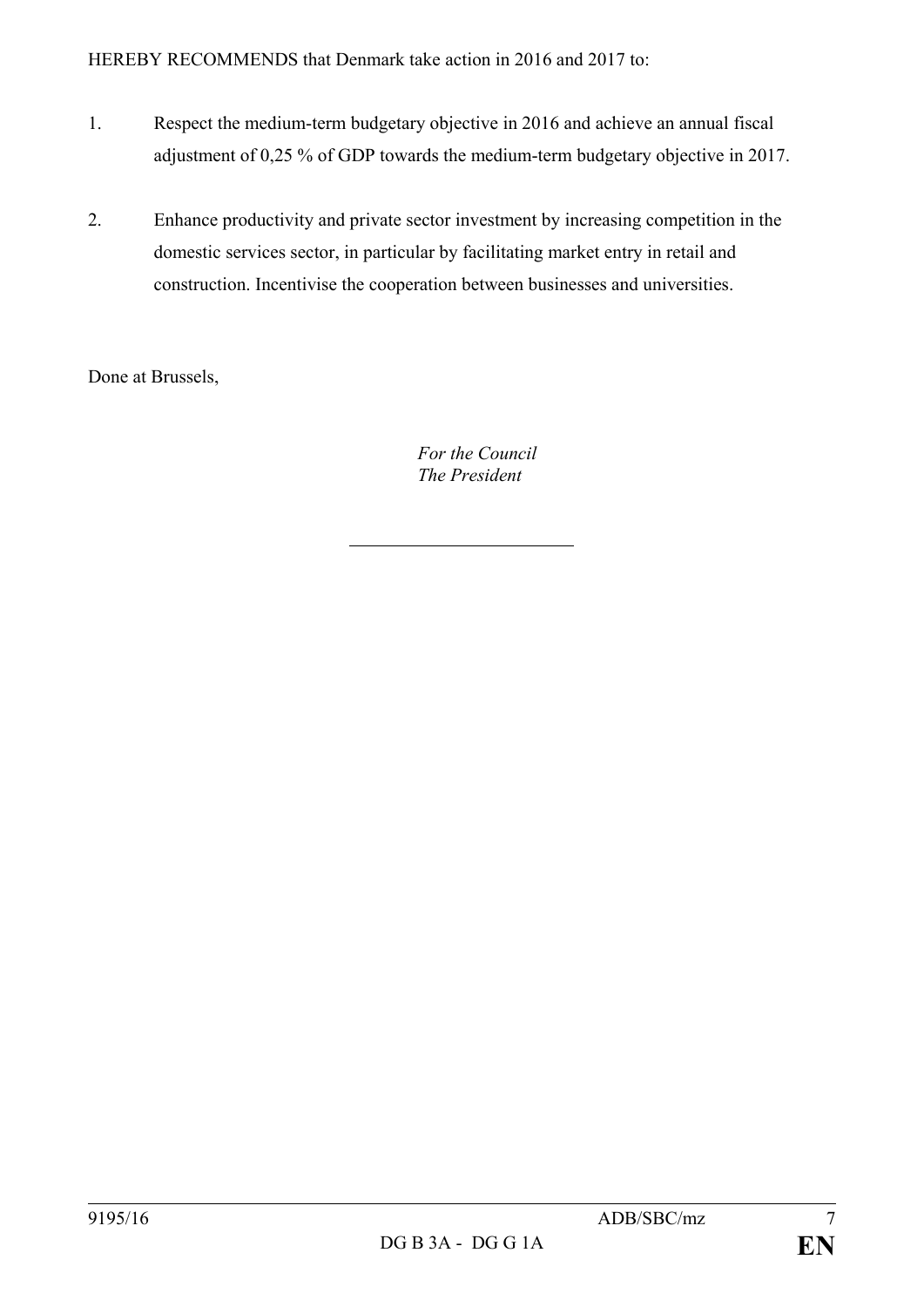HEREBY RECOMMENDS that Denmark take action in 2016 and 2017 to:

1. Respect the medium-term budgetary objective in 2016 and achieve an annual fiscal adjustment of 0,25 % of GDP towards the medium-term budgetary objective in 2017.

2. Enhance productivity and private sector investment by increasing competition in the domestic services sector, in particular by facilitating market entry in retail and construction. Incentivise the cooperation between businesses and universities.

Done at Brussels,

*For the Council*
*The President*